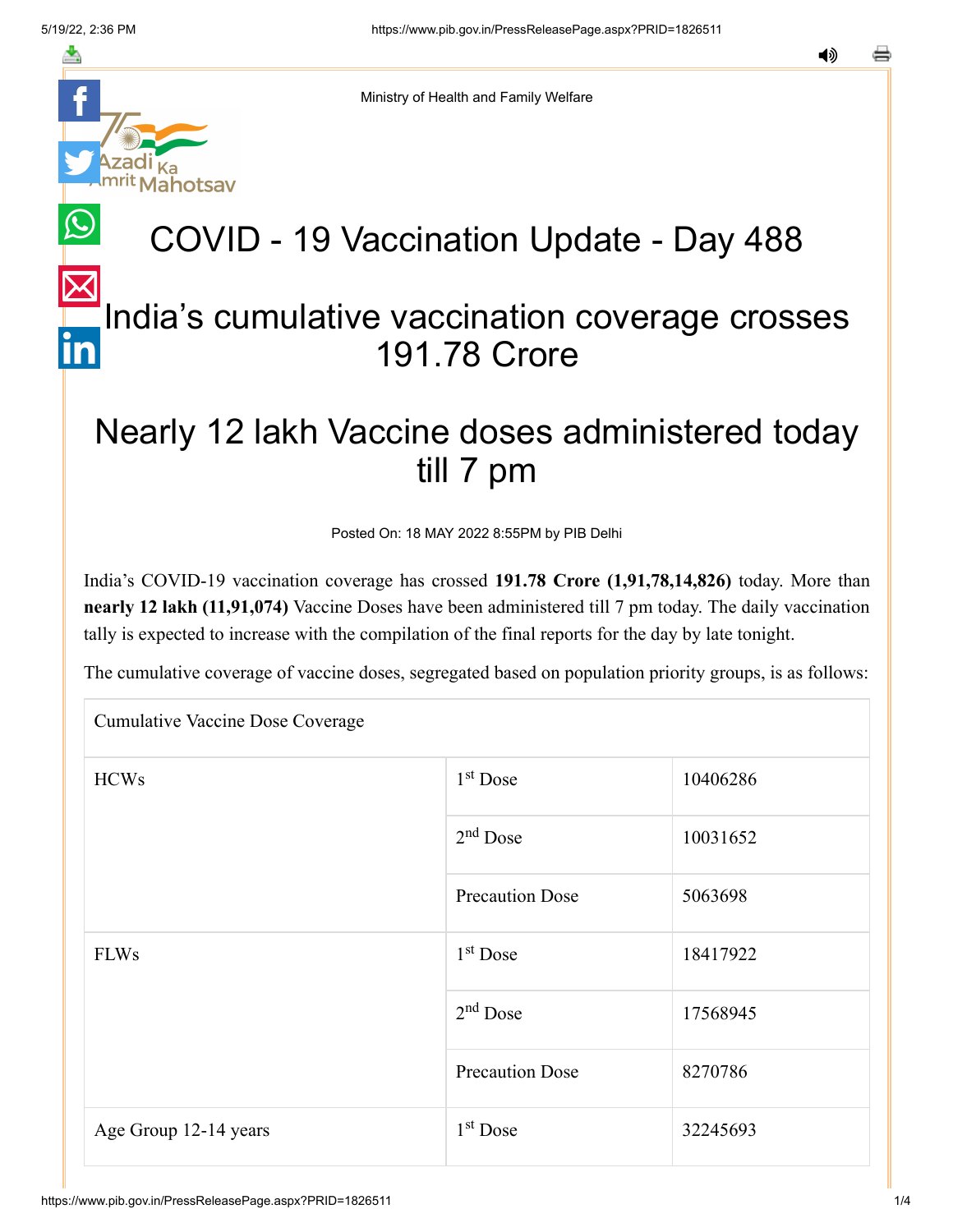Ministry of Health and Family Welfare

# COVID - 19 Vaccination Update - Day 488

## India's cumulative vaccination coverage crosses 191.78 Crore

## Nearly 12 lakh Vaccine doses administered today till 7 pm

Posted On: 18 MAY 2022 8:55PM by PIB Delhi

India's COVID-19 vaccination coverage has crossed **191.78 Crore (1,91,78,14,826)** today. More than **nearly 12 lakh (11,91,074)** Vaccine Doses have been administered till 7 pm today. The daily vaccination tally is expected to increase with the compilation of the final reports for the day by late tonight.

The cumulative coverage of vaccine doses, segregated based on population priority groups, is as follows:

| Cumulative Vaccine Dose Coverage | | |
|---|---|---|
| HCWs | 1st Dose | 10406286 |
| | 2nd Dose | 10031652 |
| | Precaution Dose | 5063698 |
| FLWs | 1st Dose | 18417922 |
| | 2nd Dose | 17568945 |
| | Precaution Dose | 8270786 |
| Age Group 12-14 years | 1st Dose | 32245693 |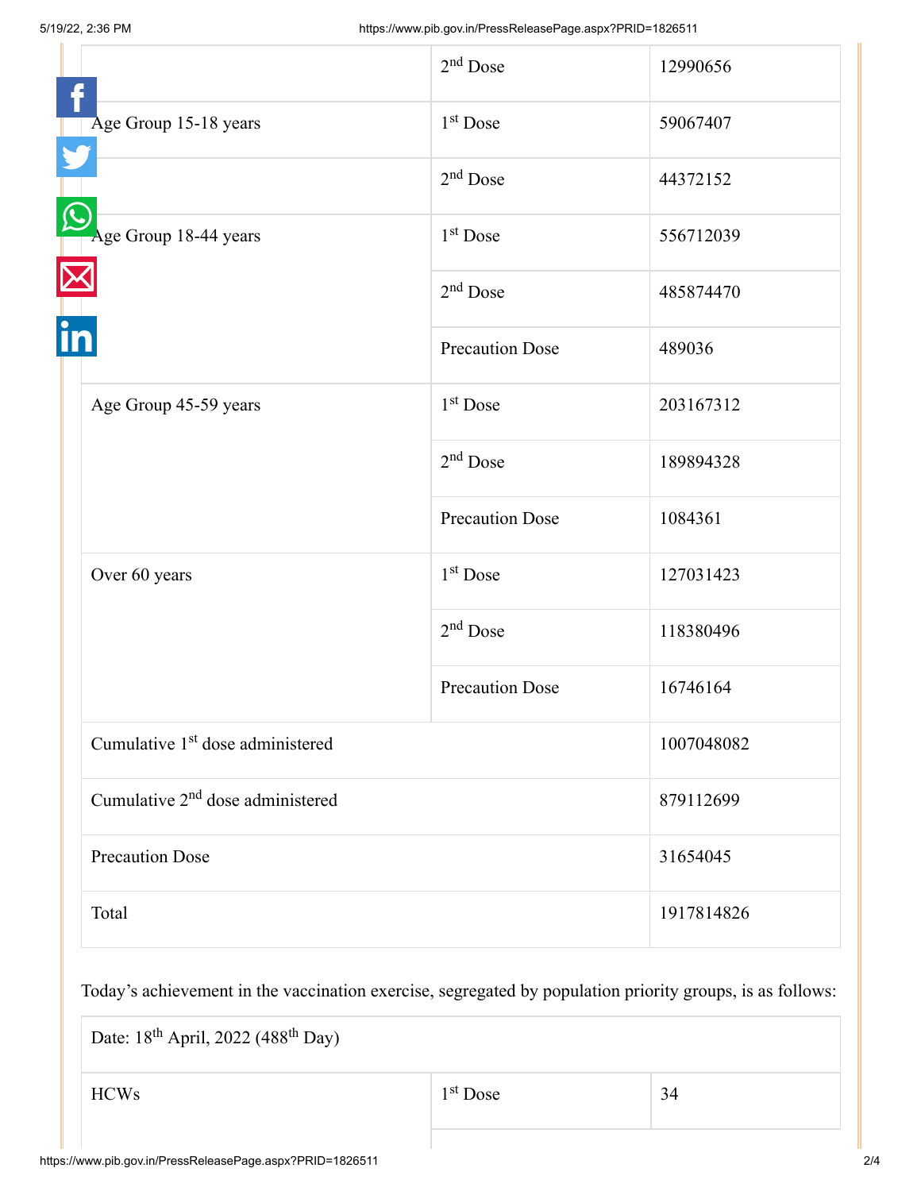| | | |
|---|---|---|
| | 2nd Dose | 12990656 |
| Age Group 15-18 years | 1st Dose | 59067407 |
| | 2nd Dose | 44372152 |
| Age Group 18-44 years | 1st Dose | 556712039 |
| | 2nd Dose | 485874470 |
| | Precaution Dose | 489036 |
| Age Group 45-59 years | 1st Dose | 203167312 |
| | 2nd Dose | 189894328 |
| | Precaution Dose | 1084361 |
| Over 60 years | 1st Dose | 127031423 |
| | 2nd Dose | 118380496 |
| | Precaution Dose | 16746164 |
| Cumulative 1st dose administered | | 1007048082 |
| Cumulative 2nd dose administered | | 879112699 |
| Precaution Dose | | 31654045 |
| Total | | 1917814826 |

Today's achievement in the vaccination exercise, segregated by population priority groups, is as follows:

| Date: 18th April, 2022 (488th Day) | | |
|---|---|---|
| HCWs | 1st Dose | 34 |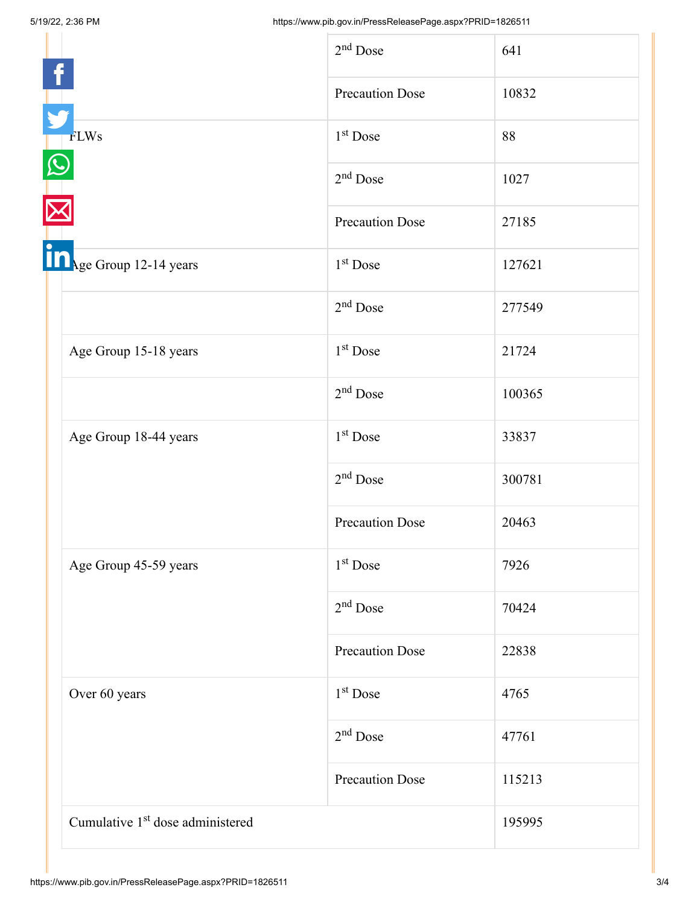| | | |
|---|---|---|
| | 2nd Dose | 641 |
| | Precaution Dose | 10832 |
| FLWs | 1st Dose | 88 |
| | 2nd Dose | 1027 |
| | Precaution Dose | 27185 |
| Age Group 12-14 years | 1st Dose | 127621 |
| | 2nd Dose | 277549 |
| Age Group 15-18 years | 1st Dose | 21724 |
| | 2nd Dose | 100365 |
| Age Group 18-44 years | 1st Dose | 33837 |
| | 2nd Dose | 300781 |
| | Precaution Dose | 20463 |
| Age Group 45-59 years | 1st Dose | 7926 |
| | 2nd Dose | 70424 |
| | Precaution Dose | 22838 |
| Over 60 years | 1st Dose | 4765 |
| | 2nd Dose | 47761 |
| | Precaution Dose | 115213 |
| Cumulative 1st dose administered | | 195995 |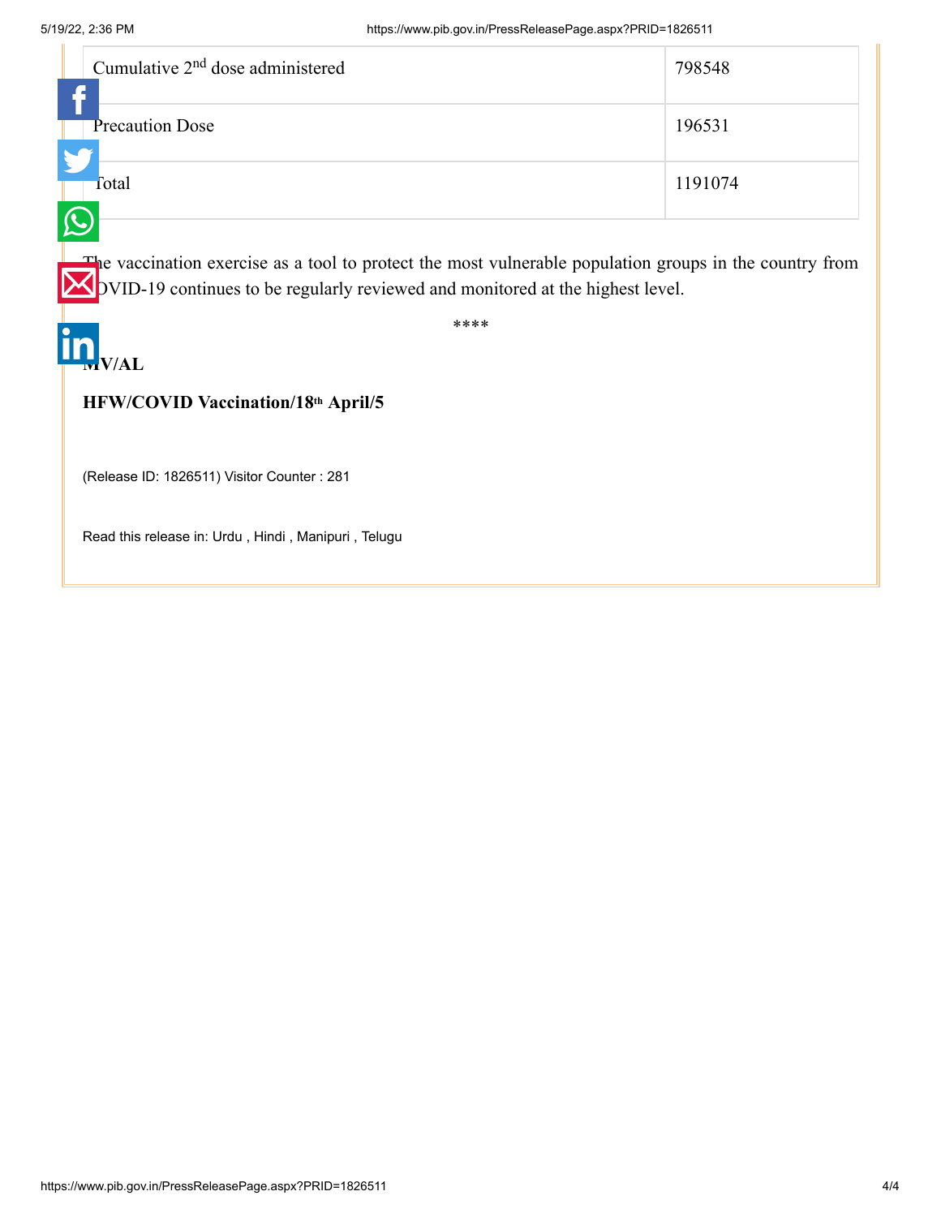| | |
|---|---|
| Cumulative 2nd dose administered | 798548 |
| Precaution Dose | 196531 |
| Total | 1191074 |

The vaccination exercise as a tool to protect the most vulnerable population groups in the country from COVID-19 continues to be regularly reviewed and monitored at the highest level.

****

**MV/AL**

**HFW/COVID Vaccination/18th April/5**

(Release ID: 1826511) Visitor Counter : 281

Read this release in: Urdu , Hindi , Manipuri , Telugu